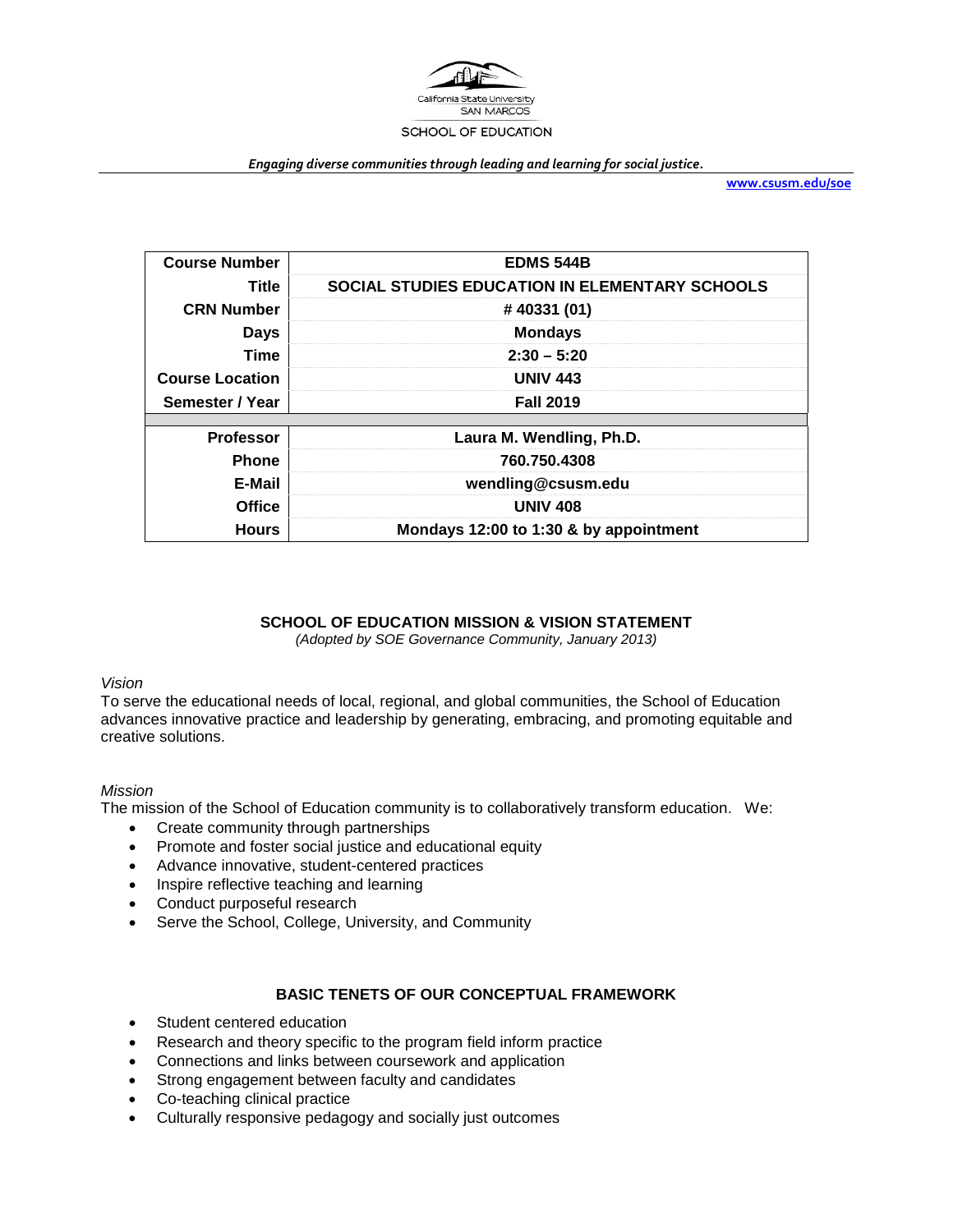California State University
SAN MARCOS
SCHOOL OF EDUCATION

*Engaging diverse communities through leading and learning for social justice.*

**www.csusm.edu/soe**

| | |
|---|---|
| **Course Number** | **EDMS 544B** |
| **Title** | **SOCIAL STUDIES EDUCATION IN ELEMENTARY SCHOOLS** |
| **CRN Number** | **# 40331 (01)** |
| **Days** | **Mondays** |
| **Time** | **2:30 – 5:20** |
| **Course Location** | **UNIV 443** |
| **Semester / Year** | **Fall 2019** |
| | |
| **Professor** | **Laura M. Wendling, Ph.D.** |
| **Phone** | **760.750.4308** |
| **E-Mail** | **wendling@csusm.edu** |
| **Office** | **UNIV 408** |
| **Hours** | **Mondays 12:00 to 1:30 & by appointment** |

## SCHOOL OF EDUCATION MISSION & VISION STATEMENT

*(Adopted by SOE Governance Community, January 2013)*

*Vision*

To serve the educational needs of local, regional, and global communities, the School of Education advances innovative practice and leadership by generating, embracing, and promoting equitable and creative solutions.

*Mission*

The mission of the School of Education community is to collaboratively transform education. We:

- Create community through partnerships
- Promote and foster social justice and educational equity
- Advance innovative, student-centered practices
- Inspire reflective teaching and learning
- Conduct purposeful research
- Serve the School, College, University, and Community

## BASIC TENETS OF OUR CONCEPTUAL FRAMEWORK

- Student centered education
- Research and theory specific to the program field inform practice
- Connections and links between coursework and application
- Strong engagement between faculty and candidates
- Co-teaching clinical practice
- Culturally responsive pedagogy and socially just outcomes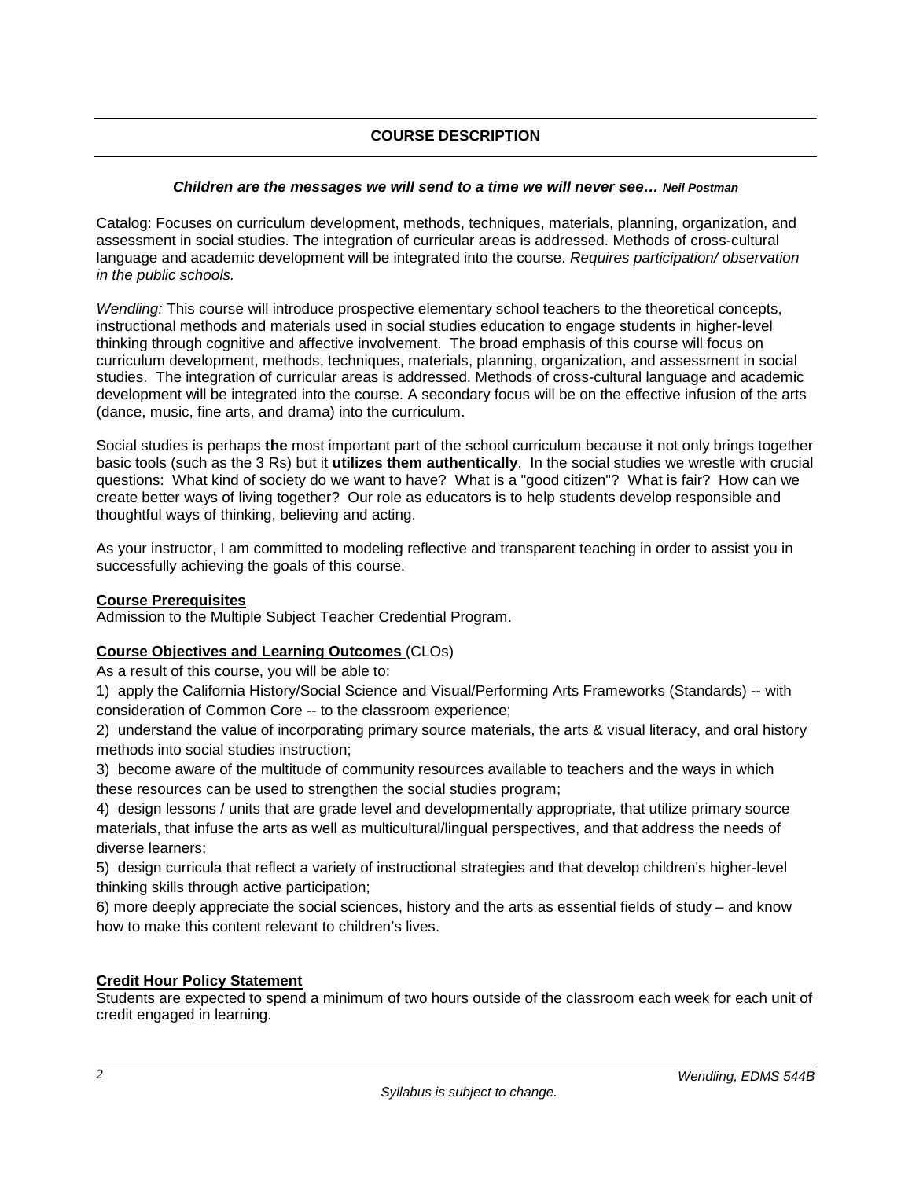## COURSE DESCRIPTION

***Children are the messages we will send to a time we will never see…*** ***Neil Postman***

Catalog: Focuses on curriculum development, methods, techniques, materials, planning, organization, and assessment in social studies. The integration of curricular areas is addressed. Methods of cross-cultural language and academic development will be integrated into the course. *Requires participation/ observation in the public schools.*

*Wendling:* This course will introduce prospective elementary school teachers to the theoretical concepts, instructional methods and materials used in social studies education to engage students in higher-level thinking through cognitive and affective involvement. The broad emphasis of this course will focus on curriculum development, methods, techniques, materials, planning, organization, and assessment in social studies. The integration of curricular areas is addressed. Methods of cross-cultural language and academic development will be integrated into the course. A secondary focus will be on the effective infusion of the arts (dance, music, fine arts, and drama) into the curriculum.

Social studies is perhaps **the** most important part of the school curriculum because it not only brings together basic tools (such as the 3 Rs) but it **utilizes them authentically**. In the social studies we wrestle with crucial questions: What kind of society do we want to have? What is a "good citizen"? What is fair? How can we create better ways of living together? Our role as educators is to help students develop responsible and thoughtful ways of thinking, believing and acting.

As your instructor, I am committed to modeling reflective and transparent teaching in order to assist you in successfully achieving the goals of this course.

### Course Prerequisites

Admission to the Multiple Subject Teacher Credential Program.

### Course Objectives and Learning Outcomes (CLOs)

As a result of this course, you will be able to:

1) apply the California History/Social Science and Visual/Performing Arts Frameworks (Standards) -- with consideration of Common Core -- to the classroom experience;

2) understand the value of incorporating primary source materials, the arts & visual literacy, and oral history methods into social studies instruction;

3) become aware of the multitude of community resources available to teachers and the ways in which these resources can be used to strengthen the social studies program;

4) design lessons / units that are grade level and developmentally appropriate, that utilize primary source materials, that infuse the arts as well as multicultural/lingual perspectives, and that address the needs of diverse learners;

5) design curricula that reflect a variety of instructional strategies and that develop children's higher-level thinking skills through active participation;

6) more deeply appreciate the social sciences, history and the arts as essential fields of study – and know how to make this content relevant to children's lives.

### Credit Hour Policy Statement

Students are expected to spend a minimum of two hours outside of the classroom each week for each unit of credit engaged in learning.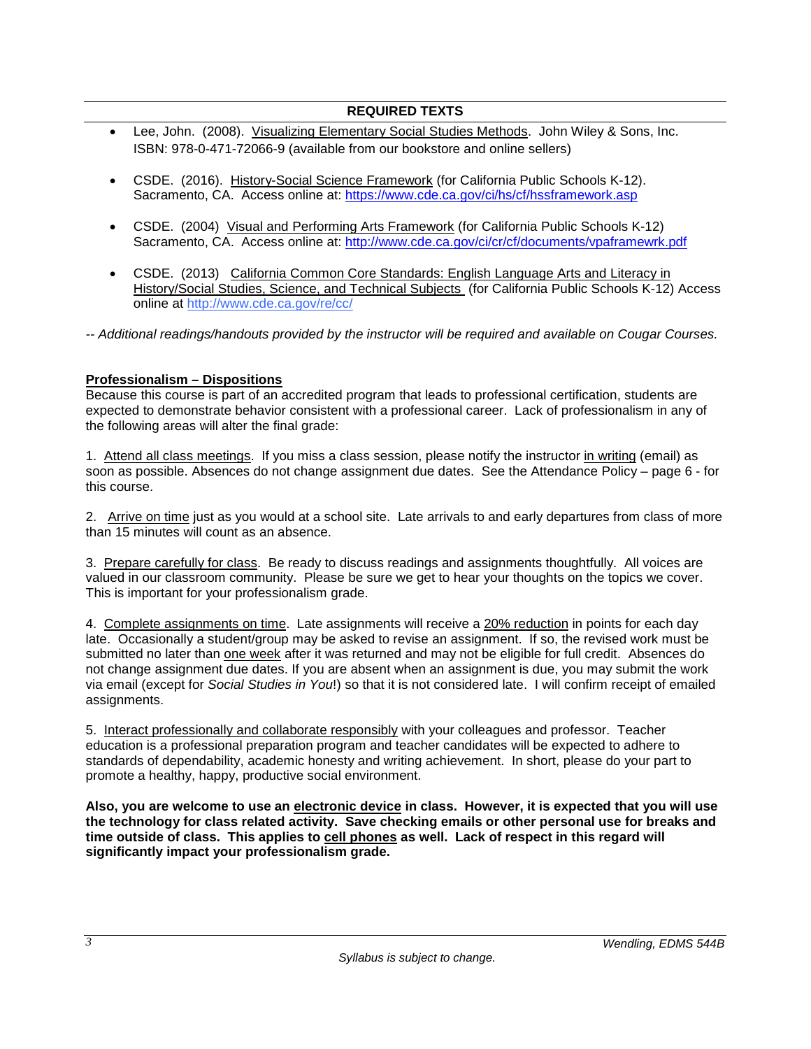## REQUIRED TEXTS

- Lee, John. (2008). Visualizing Elementary Social Studies Methods. John Wiley & Sons, Inc. ISBN: 978-0-471-72066-9 (available from our bookstore and online sellers)

- CSDE. (2016). History-Social Science Framework (for California Public Schools K-12). Sacramento, CA. Access online at: https://www.cde.ca.gov/ci/hs/cf/hssframework.asp

- CSDE. (2004) Visual and Performing Arts Framework (for California Public Schools K-12) Sacramento, CA. Access online at: http://www.cde.ca.gov/ci/cr/cf/documents/vpaframewrk.pdf

- CSDE. (2013) California Common Core Standards: English Language Arts and Literacy in History/Social Studies, Science, and Technical Subjects (for California Public Schools K-12) Access online at http://www.cde.ca.gov/re/cc/

*-- Additional readings/handouts provided by the instructor will be required and available on Cougar Courses.*

### Professionalism – Dispositions

Because this course is part of an accredited program that leads to professional certification, students are expected to demonstrate behavior consistent with a professional career. Lack of professionalism in any of the following areas will alter the final grade:

1. Attend all class meetings. If you miss a class session, please notify the instructor in writing (email) as soon as possible. Absences do not change assignment due dates. See the Attendance Policy – page 6 - for this course.

2. Arrive on time just as you would at a school site. Late arrivals to and early departures from class of more than 15 minutes will count as an absence.

3. Prepare carefully for class. Be ready to discuss readings and assignments thoughtfully. All voices are valued in our classroom community. Please be sure we get to hear your thoughts on the topics we cover. This is important for your professionalism grade.

4. Complete assignments on time. Late assignments will receive a 20% reduction in points for each day late. Occasionally a student/group may be asked to revise an assignment. If so, the revised work must be submitted no later than one week after it was returned and may not be eligible for full credit. Absences do not change assignment due dates. If you are absent when an assignment is due, you may submit the work via email (except for *Social Studies in You*!) so that it is not considered late. I will confirm receipt of emailed assignments.

5. Interact professionally and collaborate responsibly with your colleagues and professor. Teacher education is a professional preparation program and teacher candidates will be expected to adhere to standards of dependability, academic honesty and writing achievement. In short, please do your part to promote a healthy, happy, productive social environment.

**Also, you are welcome to use an electronic device in class. However, it is expected that you will use the technology for class related activity. Save checking emails or other personal use for breaks and time outside of class. This applies to cell phones as well. Lack of respect in this regard will significantly impact your professionalism grade.**

*Syllabus is subject to change.*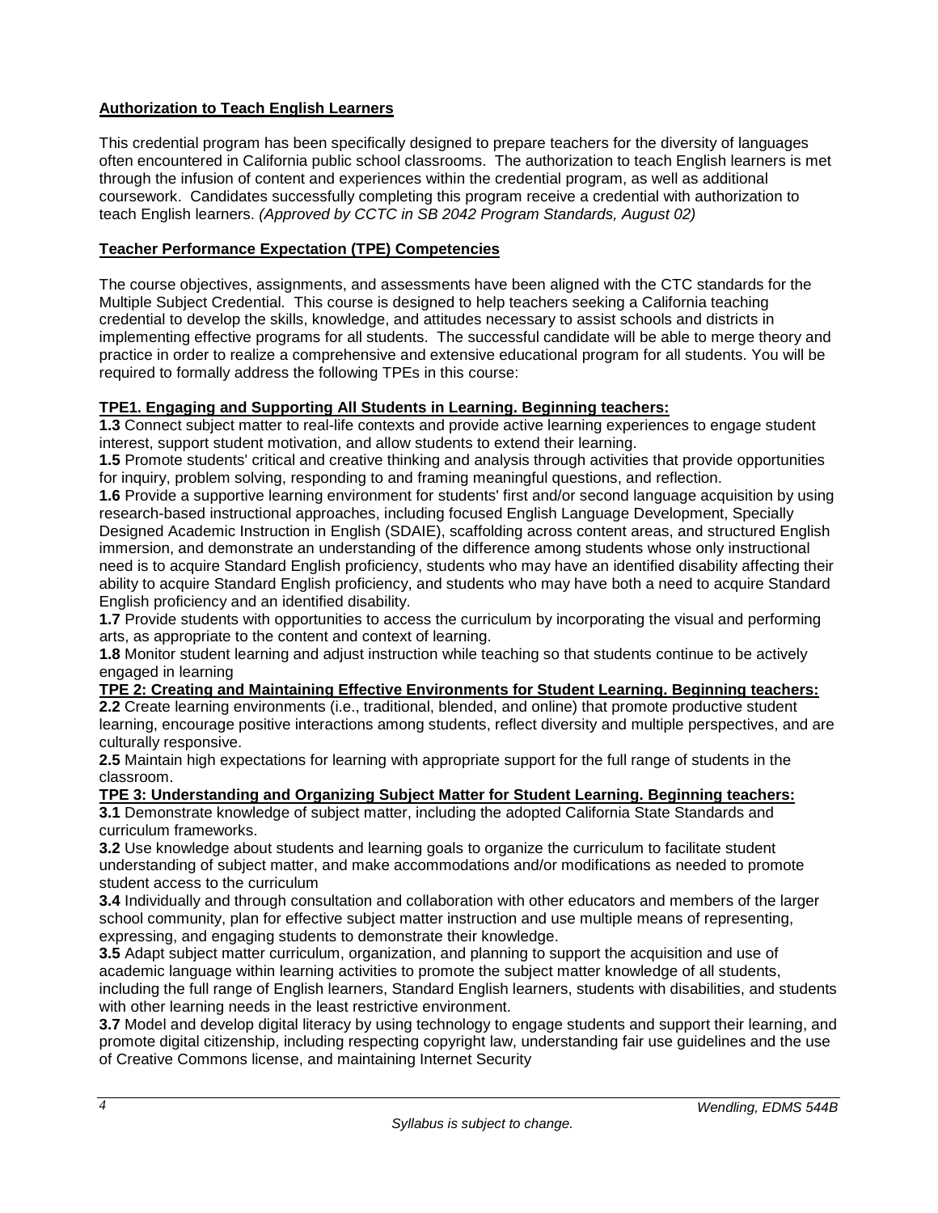**Authorization to Teach English Learners**

This credential program has been specifically designed to prepare teachers for the diversity of languages often encountered in California public school classrooms. The authorization to teach English learners is met through the infusion of content and experiences within the credential program, as well as additional coursework. Candidates successfully completing this program receive a credential with authorization to teach English learners. *(Approved by CCTC in SB 2042 Program Standards, August 02)*

**Teacher Performance Expectation (TPE) Competencies**

The course objectives, assignments, and assessments have been aligned with the CTC standards for the Multiple Subject Credential. This course is designed to help teachers seeking a California teaching credential to develop the skills, knowledge, and attitudes necessary to assist schools and districts in implementing effective programs for all students. The successful candidate will be able to merge theory and practice in order to realize a comprehensive and extensive educational program for all students. You will be required to formally address the following TPEs in this course:

**TPE1. Engaging and Supporting All Students in Learning. Beginning teachers:**

**1.3** Connect subject matter to real-life contexts and provide active learning experiences to engage student interest, support student motivation, and allow students to extend their learning.

**1.5** Promote students' critical and creative thinking and analysis through activities that provide opportunities for inquiry, problem solving, responding to and framing meaningful questions, and reflection.

**1.6** Provide a supportive learning environment for students' first and/or second language acquisition by using research-based instructional approaches, including focused English Language Development, Specially Designed Academic Instruction in English (SDAIE), scaffolding across content areas, and structured English immersion, and demonstrate an understanding of the difference among students whose only instructional need is to acquire Standard English proficiency, students who may have an identified disability affecting their ability to acquire Standard English proficiency, and students who may have both a need to acquire Standard English proficiency and an identified disability.

**1.7** Provide students with opportunities to access the curriculum by incorporating the visual and performing arts, as appropriate to the content and context of learning.

**1.8** Monitor student learning and adjust instruction while teaching so that students continue to be actively engaged in learning

**TPE 2: Creating and Maintaining Effective Environments for Student Learning. Beginning teachers:**

**2.2** Create learning environments (i.e., traditional, blended, and online) that promote productive student learning, encourage positive interactions among students, reflect diversity and multiple perspectives, and are culturally responsive.

**2.5** Maintain high expectations for learning with appropriate support for the full range of students in the classroom.

**TPE 3: Understanding and Organizing Subject Matter for Student Learning. Beginning teachers:**

**3.1** Demonstrate knowledge of subject matter, including the adopted California State Standards and curriculum frameworks.

**3.2** Use knowledge about students and learning goals to organize the curriculum to facilitate student understanding of subject matter, and make accommodations and/or modifications as needed to promote student access to the curriculum

**3.4** Individually and through consultation and collaboration with other educators and members of the larger school community, plan for effective subject matter instruction and use multiple means of representing, expressing, and engaging students to demonstrate their knowledge.

**3.5** Adapt subject matter curriculum, organization, and planning to support the acquisition and use of academic language within learning activities to promote the subject matter knowledge of all students, including the full range of English learners, Standard English learners, students with disabilities, and students with other learning needs in the least restrictive environment.

**3.7** Model and develop digital literacy by using technology to engage students and support their learning, and promote digital citizenship, including respecting copyright law, understanding fair use guidelines and the use of Creative Commons license, and maintaining Internet Security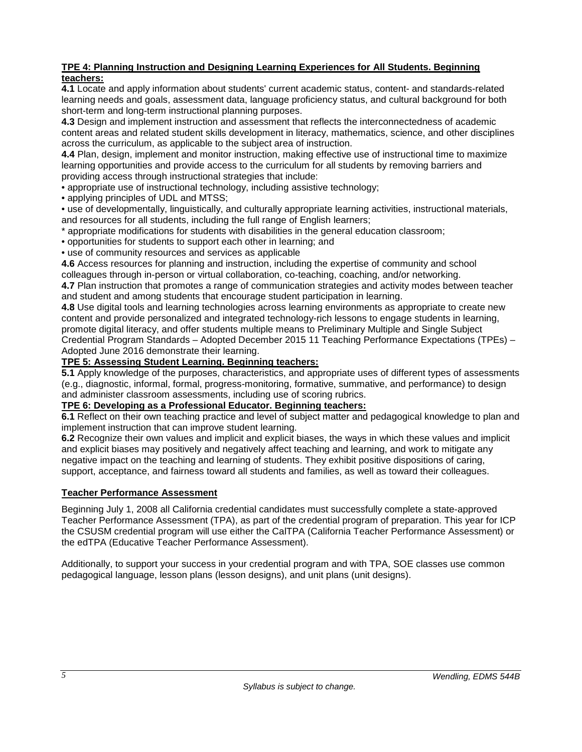**TPE 4: Planning Instruction and Designing Learning Experiences for All Students. Beginning teachers:**

**4.1** Locate and apply information about students' current academic status, content- and standards-related learning needs and goals, assessment data, language proficiency status, and cultural background for both short-term and long-term instructional planning purposes.

**4.3** Design and implement instruction and assessment that reflects the interconnectedness of academic content areas and related student skills development in literacy, mathematics, science, and other disciplines across the curriculum, as applicable to the subject area of instruction.

**4.4** Plan, design, implement and monitor instruction, making effective use of instructional time to maximize learning opportunities and provide access to the curriculum for all students by removing barriers and providing access through instructional strategies that include:

- appropriate use of instructional technology, including assistive technology;
- applying principles of UDL and MTSS;
- use of developmentally, linguistically, and culturally appropriate learning activities, instructional materials, and resources for all students, including the full range of English learners;
- appropriate modifications for students with disabilities in the general education classroom;
- opportunities for students to support each other in learning; and
- use of community resources and services as applicable

**4.6** Access resources for planning and instruction, including the expertise of community and school colleagues through in-person or virtual collaboration, co-teaching, coaching, and/or networking.

**4.7** Plan instruction that promotes a range of communication strategies and activity modes between teacher and student and among students that encourage student participation in learning.

**4.8** Use digital tools and learning technologies across learning environments as appropriate to create new content and provide personalized and integrated technology-rich lessons to engage students in learning, promote digital literacy, and offer students multiple means to Preliminary Multiple and Single Subject Credential Program Standards – Adopted December 2015 11 Teaching Performance Expectations (TPEs) – Adopted June 2016 demonstrate their learning.

**TPE 5: Assessing Student Learning. Beginning teachers:**

**5.1** Apply knowledge of the purposes, characteristics, and appropriate uses of different types of assessments (e.g., diagnostic, informal, formal, progress-monitoring, formative, summative, and performance) to design and administer classroom assessments, including use of scoring rubrics.

**TPE 6: Developing as a Professional Educator. Beginning teachers:**

**6.1** Reflect on their own teaching practice and level of subject matter and pedagogical knowledge to plan and implement instruction that can improve student learning.

**6.2** Recognize their own values and implicit and explicit biases, the ways in which these values and implicit and explicit biases may positively and negatively affect teaching and learning, and work to mitigate any negative impact on the teaching and learning of students. They exhibit positive dispositions of caring, support, acceptance, and fairness toward all students and families, as well as toward their colleagues.

## Teacher Performance Assessment

Beginning July 1, 2008 all California credential candidates must successfully complete a state-approved Teacher Performance Assessment (TPA), as part of the credential program of preparation. This year for ICP the CSUSM credential program will use either the CalTPA (California Teacher Performance Assessment) or the edTPA (Educative Teacher Performance Assessment).

Additionally, to support your success in your credential program and with TPA, SOE classes use common pedagogical language, lesson plans (lesson designs), and unit plans (unit designs).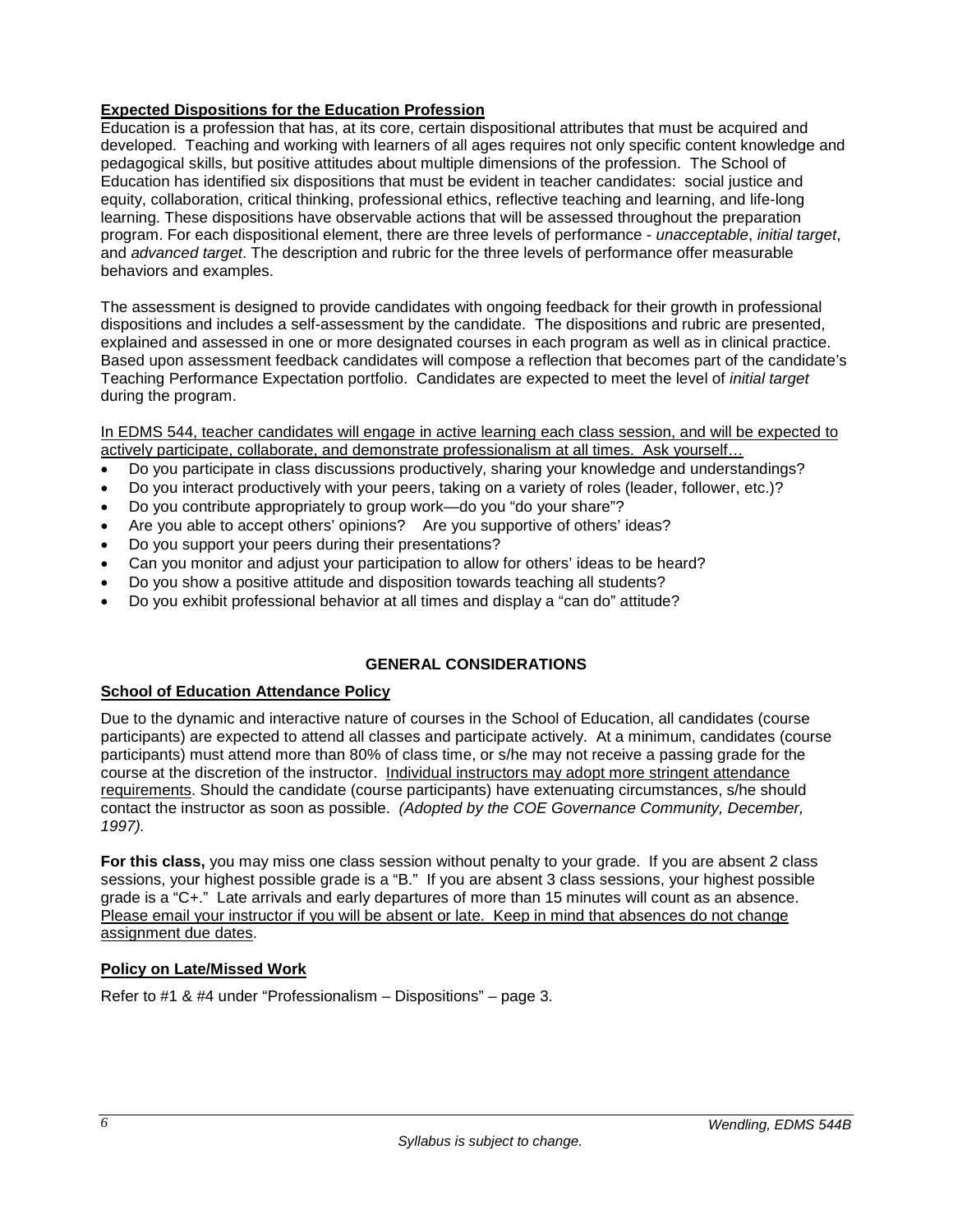**Expected Dispositions for the Education Profession**

Education is a profession that has, at its core, certain dispositional attributes that must be acquired and developed. Teaching and working with learners of all ages requires not only specific content knowledge and pedagogical skills, but positive attitudes about multiple dimensions of the profession. The School of Education has identified six dispositions that must be evident in teacher candidates: social justice and equity, collaboration, critical thinking, professional ethics, reflective teaching and learning, and life-long learning. These dispositions have observable actions that will be assessed throughout the preparation program. For each dispositional element, there are three levels of performance - *unacceptable*, *initial target*, and *advanced target*. The description and rubric for the three levels of performance offer measurable behaviors and examples.

The assessment is designed to provide candidates with ongoing feedback for their growth in professional dispositions and includes a self-assessment by the candidate. The dispositions and rubric are presented, explained and assessed in one or more designated courses in each program as well as in clinical practice. Based upon assessment feedback candidates will compose a reflection that becomes part of the candidate's Teaching Performance Expectation portfolio. Candidates are expected to meet the level of *initial target* during the program.

In EDMS 544, teacher candidates will engage in active learning each class session, and will be expected to actively participate, collaborate, and demonstrate professionalism at all times. Ask yourself…

- Do you participate in class discussions productively, sharing your knowledge and understandings?
- Do you interact productively with your peers, taking on a variety of roles (leader, follower, etc.)?
- Do you contribute appropriately to group work—do you "do your share"?
- Are you able to accept others' opinions? Are you supportive of others' ideas?
- Do you support your peers during their presentations?
- Can you monitor and adjust your participation to allow for others' ideas to be heard?
- Do you show a positive attitude and disposition towards teaching all students?
- Do you exhibit professional behavior at all times and display a "can do" attitude?

## GENERAL CONSIDERATIONS

**School of Education Attendance Policy**

Due to the dynamic and interactive nature of courses in the School of Education, all candidates (course participants) are expected to attend all classes and participate actively. At a minimum, candidates (course participants) must attend more than 80% of class time, or s/he may not receive a passing grade for the course at the discretion of the instructor. Individual instructors may adopt more stringent attendance requirements. Should the candidate (course participants) have extenuating circumstances, s/he should contact the instructor as soon as possible. *(Adopted by the COE Governance Community, December, 1997).*

**For this class,** you may miss one class session without penalty to your grade. If you are absent 2 class sessions, your highest possible grade is a "B." If you are absent 3 class sessions, your highest possible grade is a "C+." Late arrivals and early departures of more than 15 minutes will count as an absence. Please email your instructor if you will be absent or late. Keep in mind that absences do not change assignment due dates.

**Policy on Late/Missed Work**

Refer to #1 & #4 under "Professionalism – Dispositions" – page 3.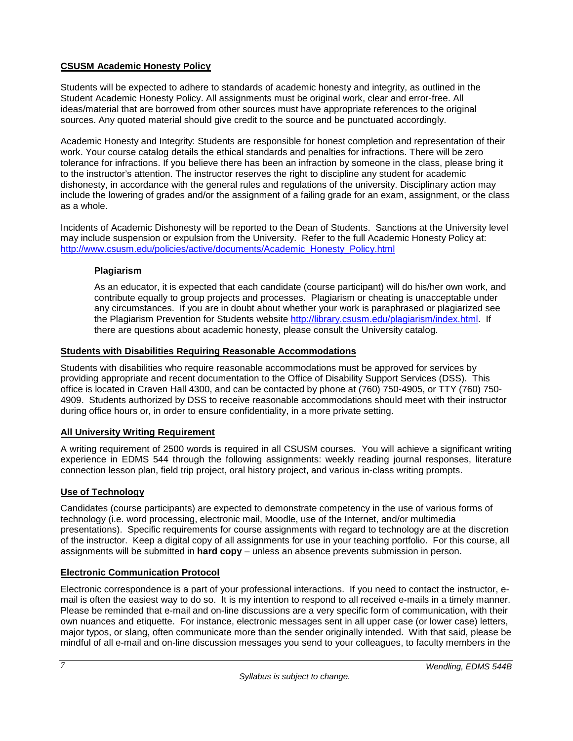## CSUSM Academic Honesty Policy

Students will be expected to adhere to standards of academic honesty and integrity, as outlined in the Student Academic Honesty Policy. All assignments must be original work, clear and error-free. All ideas/material that are borrowed from other sources must have appropriate references to the original sources. Any quoted material should give credit to the source and be punctuated accordingly.

Academic Honesty and Integrity: Students are responsible for honest completion and representation of their work. Your course catalog details the ethical standards and penalties for infractions. There will be zero tolerance for infractions. If you believe there has been an infraction by someone in the class, please bring it to the instructor's attention. The instructor reserves the right to discipline any student for academic dishonesty, in accordance with the general rules and regulations of the university. Disciplinary action may include the lowering of grades and/or the assignment of a failing grade for an exam, assignment, or the class as a whole.

Incidents of Academic Dishonesty will be reported to the Dean of Students. Sanctions at the University level may include suspension or expulsion from the University. Refer to the full Academic Honesty Policy at: http://www.csusm.edu/policies/active/documents/Academic_Honesty_Policy.html

### Plagiarism

As an educator, it is expected that each candidate (course participant) will do his/her own work, and contribute equally to group projects and processes. Plagiarism or cheating is unacceptable under any circumstances. If you are in doubt about whether your work is paraphrased or plagiarized see the Plagiarism Prevention for Students website http://library.csusm.edu/plagiarism/index.html. If there are questions about academic honesty, please consult the University catalog.

## Students with Disabilities Requiring Reasonable Accommodations

Students with disabilities who require reasonable accommodations must be approved for services by providing appropriate and recent documentation to the Office of Disability Support Services (DSS). This office is located in Craven Hall 4300, and can be contacted by phone at (760) 750-4905, or TTY (760) 750-4909. Students authorized by DSS to receive reasonable accommodations should meet with their instructor during office hours or, in order to ensure confidentiality, in a more private setting.

## All University Writing Requirement

A writing requirement of 2500 words is required in all CSUSM courses. You will achieve a significant writing experience in EDMS 544 through the following assignments: weekly reading journal responses, literature connection lesson plan, field trip project, oral history project, and various in-class writing prompts.

## Use of Technology

Candidates (course participants) are expected to demonstrate competency in the use of various forms of technology (i.e. word processing, electronic mail, Moodle, use of the Internet, and/or multimedia presentations). Specific requirements for course assignments with regard to technology are at the discretion of the instructor. Keep a digital copy of all assignments for use in your teaching portfolio. For this course, all assignments will be submitted in **hard copy** – unless an absence prevents submission in person.

## Electronic Communication Protocol

Electronic correspondence is a part of your professional interactions. If you need to contact the instructor, e-mail is often the easiest way to do so. It is my intention to respond to all received e-mails in a timely manner. Please be reminded that e-mail and on-line discussions are a very specific form of communication, with their own nuances and etiquette. For instance, electronic messages sent in all upper case (or lower case) letters, major typos, or slang, often communicate more than the sender originally intended. With that said, please be mindful of all e-mail and on-line discussion messages you send to your colleagues, to faculty members in the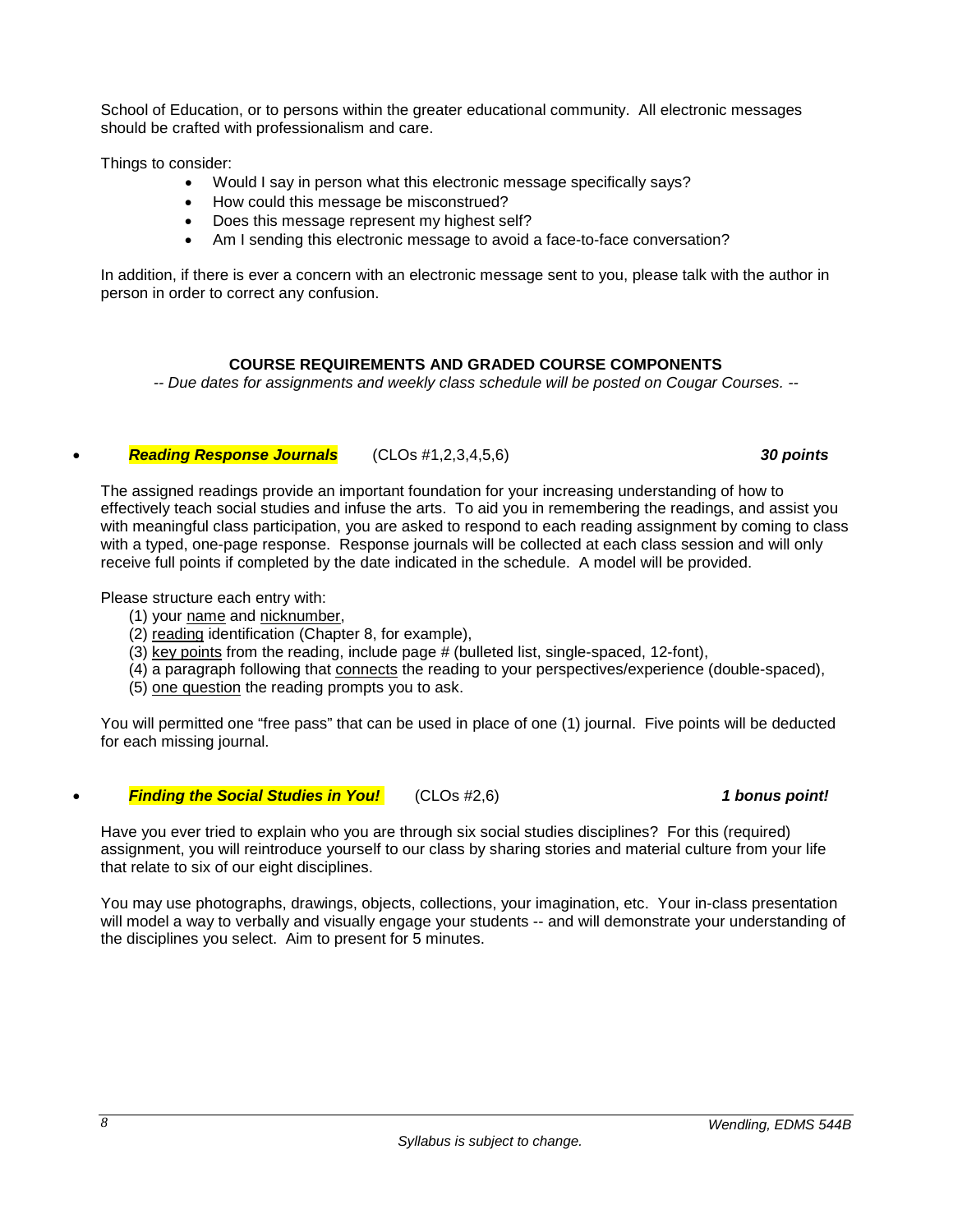School of Education, or to persons within the greater educational community. All electronic messages should be crafted with professionalism and care.

Things to consider:

- Would I say in person what this electronic message specifically says?
- How could this message be misconstrued?
- Does this message represent my highest self?
- Am I sending this electronic message to avoid a face-to-face conversation?

In addition, if there is ever a concern with an electronic message sent to you, please talk with the author in person in order to correct any confusion.

## COURSE REQUIREMENTS AND GRADED COURSE COMPONENTS

*-- Due dates for assignments and weekly class schedule will be posted on Cougar Courses. --*

- ***Reading Response Journals*** (CLOs #1,2,3,4,5,6) ***30 points***

The assigned readings provide an important foundation for your increasing understanding of how to effectively teach social studies and infuse the arts. To aid you in remembering the readings, and assist you with meaningful class participation, you are asked to respond to each reading assignment by coming to class with a typed, one-page response. Response journals will be collected at each class session and will only receive full points if completed by the date indicated in the schedule. A model will be provided.

Please structure each entry with:

(1) your name and nicknumber,
(2) reading identification (Chapter 8, for example),
(3) key points from the reading, include page # (bulleted list, single-spaced, 12-font),
(4) a paragraph following that connects the reading to your perspectives/experience (double-spaced),
(5) one question the reading prompts you to ask.

You will permitted one "free pass" that can be used in place of one (1) journal. Five points will be deducted for each missing journal.

- ***Finding the Social Studies in You!*** (CLOs #2,6) ***1 bonus point!***

Have you ever tried to explain who you are through six social studies disciplines? For this (required) assignment, you will reintroduce yourself to our class by sharing stories and material culture from your life that relate to six of our eight disciplines.

You may use photographs, drawings, objects, collections, your imagination, etc. Your in-class presentation will model a way to verbally and visually engage your students -- and will demonstrate your understanding of the disciplines you select. Aim to present for 5 minutes.

Syllabus is subject to change.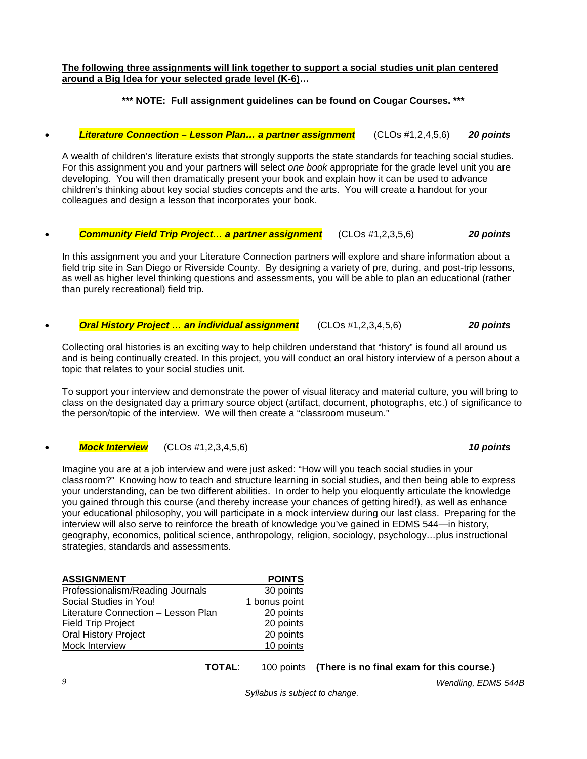**<u>The following three assignments will link together to support a social studies unit plan centered around a Big Idea for your selected grade level (K-6)</u>…**

**\*\*\* NOTE: Full assignment guidelines can be found on Cougar Courses. \*\*\***

- ***Literature Connection – Lesson Plan… a partner assignment*** (CLOs #1,2,4,5,6) ***20 points***

A wealth of children's literature exists that strongly supports the state standards for teaching social studies. For this assignment you and your partners will select *one book* appropriate for the grade level unit you are developing. You will then dramatically present your book and explain how it can be used to advance children's thinking about key social studies concepts and the arts. You will create a handout for your colleagues and design a lesson that incorporates your book.

- ***Community Field Trip Project… a partner assignment*** (CLOs #1,2,3,5,6) ***20 points***

In this assignment you and your Literature Connection partners will explore and share information about a field trip site in San Diego or Riverside County. By designing a variety of pre, during, and post-trip lessons, as well as higher level thinking questions and assessments, you will be able to plan an educational (rather than purely recreational) field trip.

- ***Oral History Project … an individual assignment*** (CLOs #1,2,3,4,5,6) ***20 points***

Collecting oral histories is an exciting way to help children understand that "history" is found all around us and is being continually created. In this project, you will conduct an oral history interview of a person about a topic that relates to your social studies unit.

To support your interview and demonstrate the power of visual literacy and material culture, you will bring to class on the designated day a primary source object (artifact, document, photographs, etc.) of significance to the person/topic of the interview. We will then create a "classroom museum."

- ***Mock Interview*** (CLOs #1,2,3,4,5,6) ***10 points***

Imagine you are at a job interview and were just asked: "How will you teach social studies in your classroom?" Knowing how to teach and structure learning in social studies, and then being able to express your understanding, can be two different abilities. In order to help you eloquently articulate the knowledge you gained through this course (and thereby increase your chances of getting hired!), as well as enhance your educational philosophy, you will participate in a mock interview during our last class. Preparing for the interview will also serve to reinforce the breath of knowledge you've gained in EDMS 544—in history, geography, economics, political science, anthropology, religion, sociology, psychology…plus instructional strategies, standards and assessments.

| ASSIGNMENT | POINTS |
|---|---|
| Professionalism/Reading Journals | 30 points |
| Social Studies in You! | 1 bonus point |
| Literature Connection – Lesson Plan | 20 points |
| Field Trip Project | 20 points |
| Oral History Project | 20 points |
| Mock Interview | 10 points |
| **TOTAL**: | 100 points |

**(There is no final exam for this course.)**

*Syllabus is subject to change.*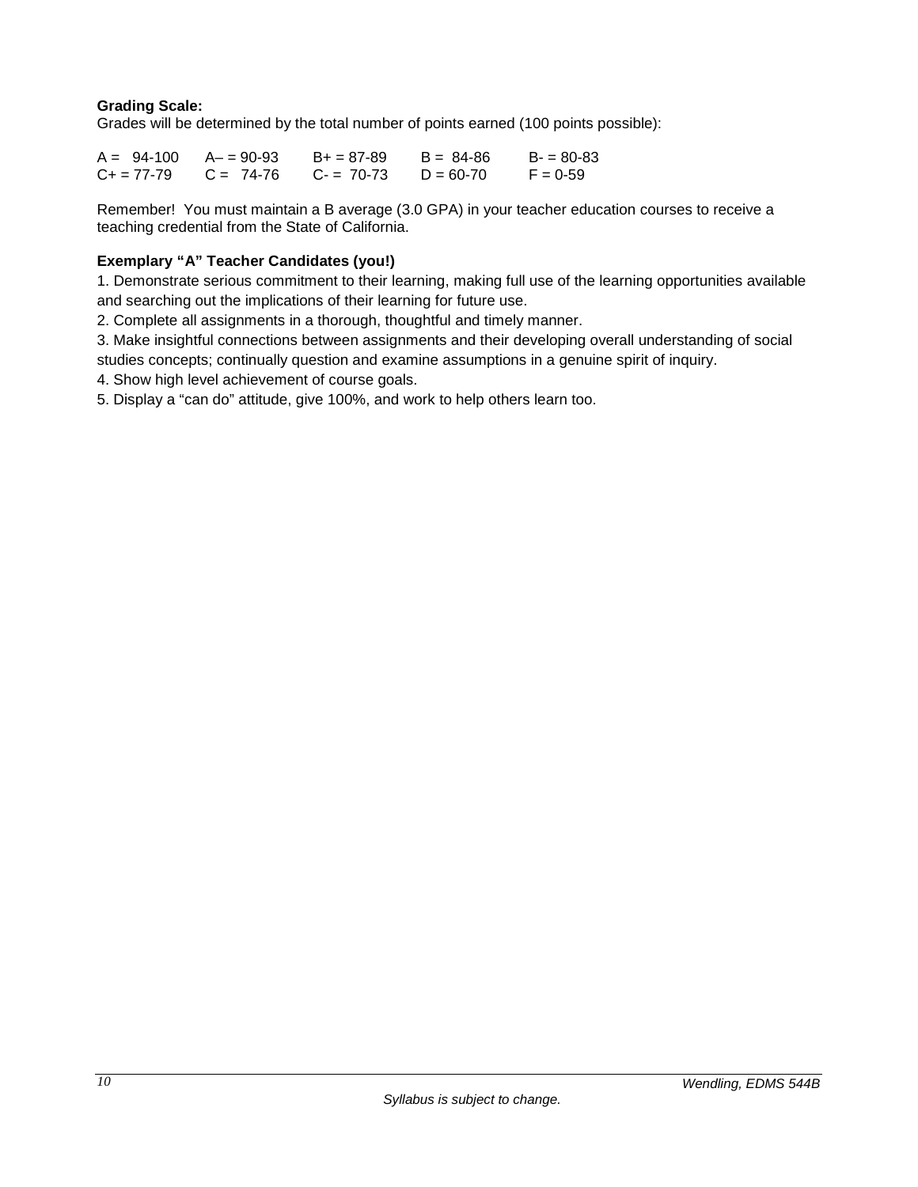**Grading Scale:**
Grades will be determined by the total number of points earned (100 points possible):

| | | | | |
|---|---|---|---|---|
| A = 94-100 | A– = 90-93 | B+ = 87-89 | B = 84-86 | B- = 80-83 |
| C+ = 77-79 | C = 74-76 | C- = 70-73 | D = 60-70 | F = 0-59 |

Remember! You must maintain a B average (3.0 GPA) in your teacher education courses to receive a teaching credential from the State of California.

**Exemplary "A" Teacher Candidates (you!)**

1. Demonstrate serious commitment to their learning, making full use of the learning opportunities available and searching out the implications of their learning for future use.
2. Complete all assignments in a thorough, thoughtful and timely manner.
3. Make insightful connections between assignments and their developing overall understanding of social studies concepts; continually question and examine assumptions in a genuine spirit of inquiry.
4. Show high level achievement of course goals.
5. Display a "can do" attitude, give 100%, and work to help others learn too.